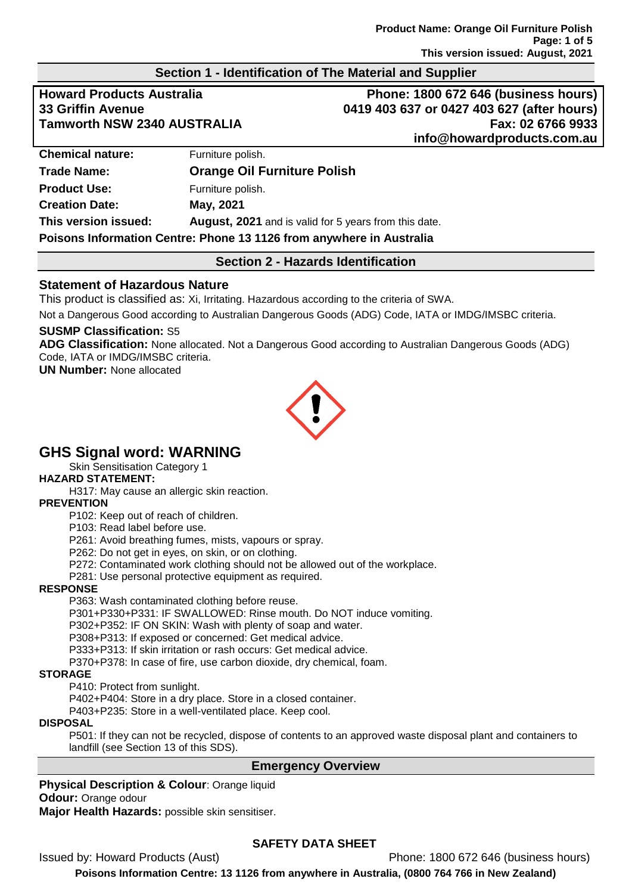## Section 1 - Identification of The Material and Supplier

**Howard Products Australia**
**33 Griffin Avenue**
**Tamworth NSW 2340 AUSTRALIA**

**Phone: 1800 672 646 (business hours)**
**0419 403 637 or 0427 403 627 (after hours)**
**Fax: 02 6766 9933**
**info@howardproducts.com.au**

| | |
|---|---|
| **Chemical nature:** | Furniture polish. |
| **Trade Name:** | **Orange Oil Furniture Polish** |
| **Product Use:** | Furniture polish. |
| **Creation Date:** | **May, 2021** |
| **This version issued:** | **August, 2021** and is valid for 5 years from this date. |

**Poisons Information Centre: Phone 13 1126 from anywhere in Australia**

## Section 2 - Hazards Identification

### Statement of Hazardous Nature

This product is classified as: Xi, Irritating. Hazardous according to the criteria of SWA.

Not a Dangerous Good according to Australian Dangerous Goods (ADG) Code, IATA or IMDG/IMSBC criteria.

**SUSMP Classification:** S5

**ADG Classification:** None allocated. Not a Dangerous Good according to Australian Dangerous Goods (ADG) Code, IATA or IMDG/IMSBC criteria.

**UN Number:** None allocated

## GHS Signal word: WARNING

Skin Sensitisation Category 1

**HAZARD STATEMENT:**

H317: May cause an allergic skin reaction.

**PREVENTION**

P102: Keep out of reach of children.
P103: Read label before use.
P261: Avoid breathing fumes, mists, vapours or spray.
P262: Do not get in eyes, on skin, or on clothing.
P272: Contaminated work clothing should not be allowed out of the workplace.
P281: Use personal protective equipment as required.

**RESPONSE**

P363: Wash contaminated clothing before reuse.
P301+P330+P331: IF SWALLOWED: Rinse mouth. Do NOT induce vomiting.
P302+P352: IF ON SKIN: Wash with plenty of soap and water.
P308+P313: If exposed or concerned: Get medical advice.
P333+P313: If skin irritation or rash occurs: Get medical advice.
P370+P378: In case of fire, use carbon dioxide, dry chemical, foam.

**STORAGE**

P410: Protect from sunlight.
P402+P404: Store in a dry place. Store in a closed container.
P403+P235: Store in a well-ventilated place. Keep cool.

**DISPOSAL**

P501: If they can not be recycled, dispose of contents to an approved waste disposal plant and containers to landfill (see Section 13 of this SDS).

## Emergency Overview

**Physical Description & Colour**: Orange liquid
**Odour:** Orange odour
**Major Health Hazards:** possible skin sensitiser.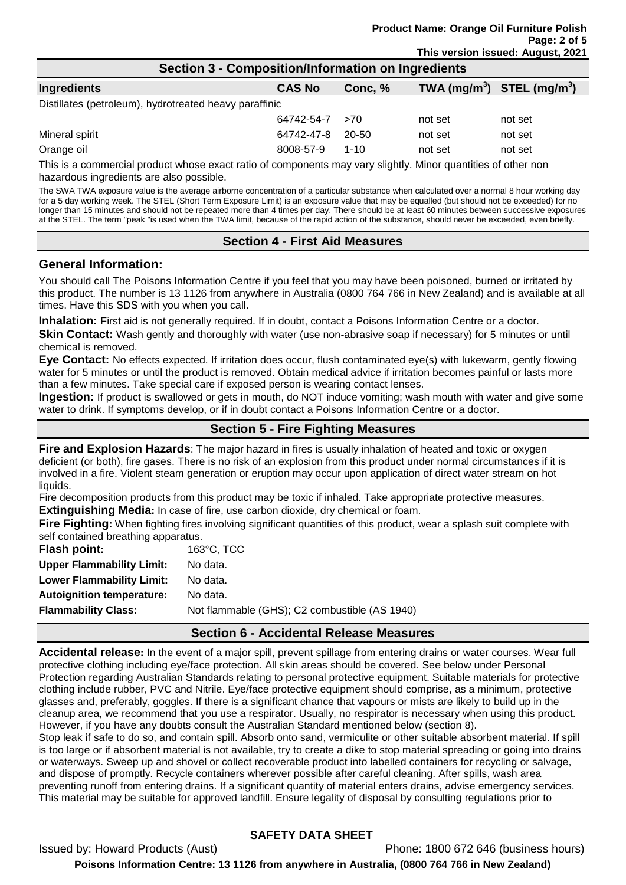## Section 3 - Composition/Information on Ingredients

| Ingredients | CAS No | Conc, % | TWA ($mg/m^3$) | STEL ($mg/m^3$) |
|---|---|---|---|---|
| Distillates (petroleum), hydrotreated heavy paraffinic | 64742-54-7 | >70 | not set | not set |
| Mineral spirit | 64742-47-8 | 20-50 | not set | not set |
| Orange oil | 8008-57-9 | 1-10 | not set | not set |

This is a commercial product whose exact ratio of components may vary slightly. Minor quantities of other non hazardous ingredients are also possible.

The SWA TWA exposure value is the average airborne concentration of a particular substance when calculated over a normal 8 hour working day for a 5 day working week. The STEL (Short Term Exposure Limit) is an exposure value that may be equalled (but should not be exceeded) for no longer than 15 minutes and should not be repeated more than 4 times per day. There should be at least 60 minutes between successive exposures at the STEL. The term "peak "is used when the TWA limit, because of the rapid action of the substance, should never be exceeded, even briefly.

## Section 4 - First Aid Measures

### General Information:

You should call The Poisons Information Centre if you feel that you may have been poisoned, burned or irritated by this product. The number is 13 1126 from anywhere in Australia (0800 764 766 in New Zealand) and is available at all times. Have this SDS with you when you call.

**Inhalation:** First aid is not generally required. If in doubt, contact a Poisons Information Centre or a doctor.

**Skin Contact:** Wash gently and thoroughly with water (use non-abrasive soap if necessary) for 5 minutes or until chemical is removed.

**Eye Contact:** No effects expected. If irritation does occur, flush contaminated eye(s) with lukewarm, gently flowing water for 5 minutes or until the product is removed. Obtain medical advice if irritation becomes painful or lasts more than a few minutes. Take special care if exposed person is wearing contact lenses.

**Ingestion:** If product is swallowed or gets in mouth, do NOT induce vomiting; wash mouth with water and give some water to drink. If symptoms develop, or if in doubt contact a Poisons Information Centre or a doctor.

## Section 5 - Fire Fighting Measures

**Fire and Explosion Hazards**: The major hazard in fires is usually inhalation of heated and toxic or oxygen deficient (or both), fire gases. There is no risk of an explosion from this product under normal circumstances if it is involved in a fire. Violent steam generation or eruption may occur upon application of direct water stream on hot liquids.

Fire decomposition products from this product may be toxic if inhaled. Take appropriate protective measures.

**Extinguishing Media:** In case of fire, use carbon dioxide, dry chemical or foam.

**Fire Fighting:** When fighting fires involving significant quantities of this product, wear a splash suit complete with self contained breathing apparatus.

**Flash point:** 163°C, TCC

**Upper Flammability Limit:** No data.

**Lower Flammability Limit:** No data.

**Autoignition temperature:** No data.

**Flammability Class:** Not flammable (GHS); C2 combustible (AS 1940)

## Section 6 - Accidental Release Measures

**Accidental release:** In the event of a major spill, prevent spillage from entering drains or water courses. Wear full protective clothing including eye/face protection. All skin areas should be covered. See below under Personal Protection regarding Australian Standards relating to personal protective equipment. Suitable materials for protective clothing include rubber, PVC and Nitrile. Eye/face protective equipment should comprise, as a minimum, protective glasses and, preferably, goggles. If there is a significant chance that vapours or mists are likely to build up in the cleanup area, we recommend that you use a respirator. Usually, no respirator is necessary when using this product. However, if you have any doubts consult the Australian Standard mentioned below (section 8).

Stop leak if safe to do so, and contain spill. Absorb onto sand, vermiculite or other suitable absorbent material. If spill is too large or if absorbent material is not available, try to create a dike to stop material spreading or going into drains or waterways. Sweep up and shovel or collect recoverable product into labelled containers for recycling or salvage, and dispose of promptly. Recycle containers wherever possible after careful cleaning. After spills, wash area preventing runoff from entering drains. If a significant quantity of material enters drains, advise emergency services. This material may be suitable for approved landfill. Ensure legality of disposal by consulting regulations prior to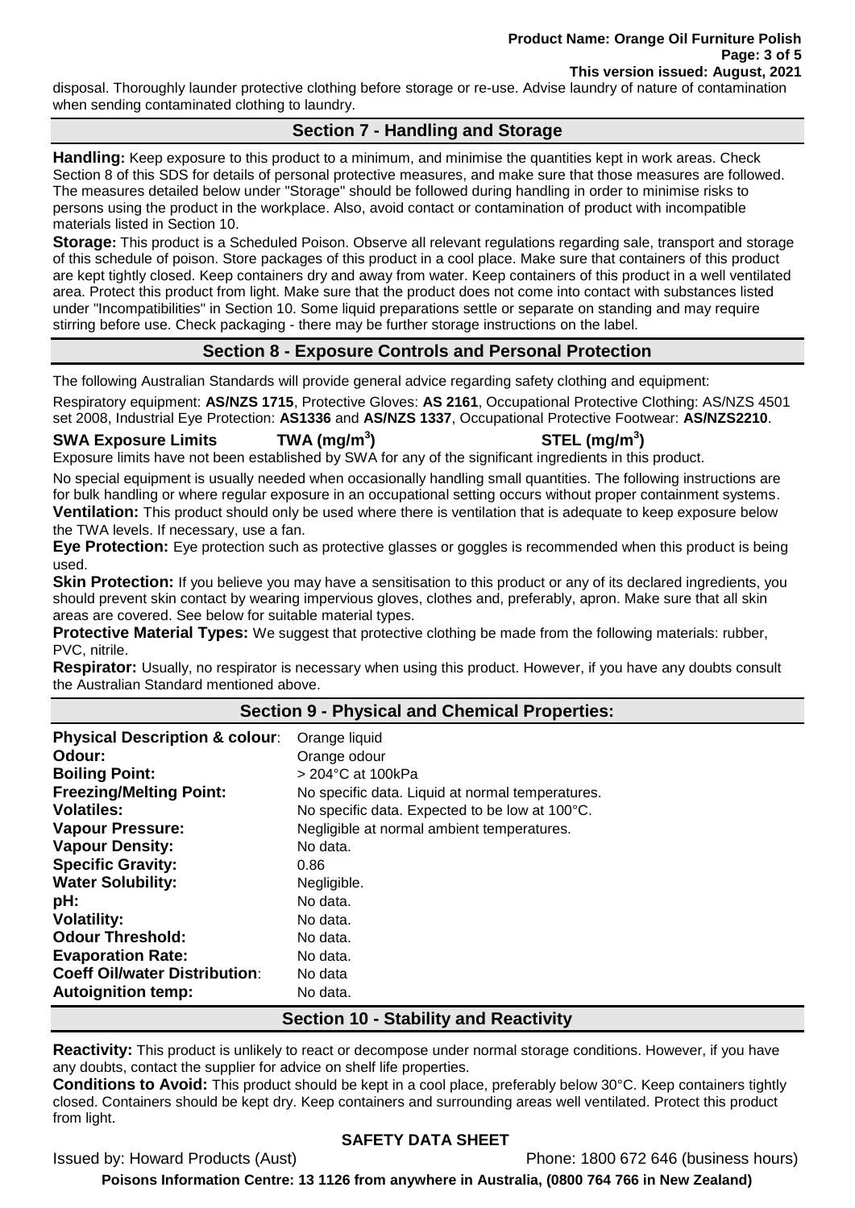disposal. Thoroughly launder protective clothing before storage or re-use. Advise laundry of nature of contamination when sending contaminated clothing to laundry.

## Section 7 - Handling and Storage

**Handling:** Keep exposure to this product to a minimum, and minimise the quantities kept in work areas. Check Section 8 of this SDS for details of personal protective measures, and make sure that those measures are followed. The measures detailed below under "Storage" should be followed during handling in order to minimise risks to persons using the product in the workplace. Also, avoid contact or contamination of product with incompatible materials listed in Section 10.

**Storage:** This product is a Scheduled Poison. Observe all relevant regulations regarding sale, transport and storage of this schedule of poison. Store packages of this product in a cool place. Make sure that containers of this product are kept tightly closed. Keep containers dry and away from water. Keep containers of this product in a well ventilated area. Protect this product from light. Make sure that the product does not come into contact with substances listed under "Incompatibilities" in Section 10. Some liquid preparations settle or separate on standing and may require stirring before use. Check packaging - there may be further storage instructions on the label.

## Section 8 - Exposure Controls and Personal Protection

The following Australian Standards will provide general advice regarding safety clothing and equipment:

Respiratory equipment: **AS/NZS 1715**, Protective Gloves: **AS 2161**, Occupational Protective Clothing: AS/NZS 4501 set 2008, Industrial Eye Protection: **AS1336** and **AS/NZS 1337**, Occupational Protective Footwear: **AS/NZS2210**.

**SWA Exposure Limits** **TWA (mg/m$^3$)** **STEL (mg/m$^3$)**

Exposure limits have not been established by SWA for any of the significant ingredients in this product.

No special equipment is usually needed when occasionally handling small quantities. The following instructions are for bulk handling or where regular exposure in an occupational setting occurs without proper containment systems.

**Ventilation:** This product should only be used where there is ventilation that is adequate to keep exposure below the TWA levels. If necessary, use a fan.

**Eye Protection:** Eye protection such as protective glasses or goggles is recommended when this product is being used.

**Skin Protection:** If you believe you may have a sensitisation to this product or any of its declared ingredients, you should prevent skin contact by wearing impervious gloves, clothes and, preferably, apron. Make sure that all skin areas are covered. See below for suitable material types.

**Protective Material Types:** We suggest that protective clothing be made from the following materials: rubber, PVC, nitrile.

**Respirator:** Usually, no respirator is necessary when using this product. However, if you have any doubts consult the Australian Standard mentioned above.

## Section 9 - Physical and Chemical Properties:

| | |
|---|---|
| **Physical Description & colour**: | Orange liquid |
| **Odour:** | Orange odour |
| **Boiling Point:** | > 204°C at 100kPa |
| **Freezing/Melting Point:** | No specific data. Liquid at normal temperatures. |
| **Volatiles:** | No specific data. Expected to be low at 100°C. |
| **Vapour Pressure:** | Negligible at normal ambient temperatures. |
| **Vapour Density:** | No data. |
| **Specific Gravity:** | 0.86 |
| **Water Solubility:** | Negligible. |
| **pH:** | No data. |
| **Volatility:** | No data. |
| **Odour Threshold:** | No data. |
| **Evaporation Rate:** | No data. |
| **Coeff Oil/water Distribution**: | No data |
| **Autoignition temp:** | No data. |

## Section 10 - Stability and Reactivity

**Reactivity:** This product is unlikely to react or decompose under normal storage conditions. However, if you have any doubts, contact the supplier for advice on shelf life properties.

**Conditions to Avoid:** This product should be kept in a cool place, preferably below 30°C. Keep containers tightly closed. Containers should be kept dry. Keep containers and surrounding areas well ventilated. Protect this product from light.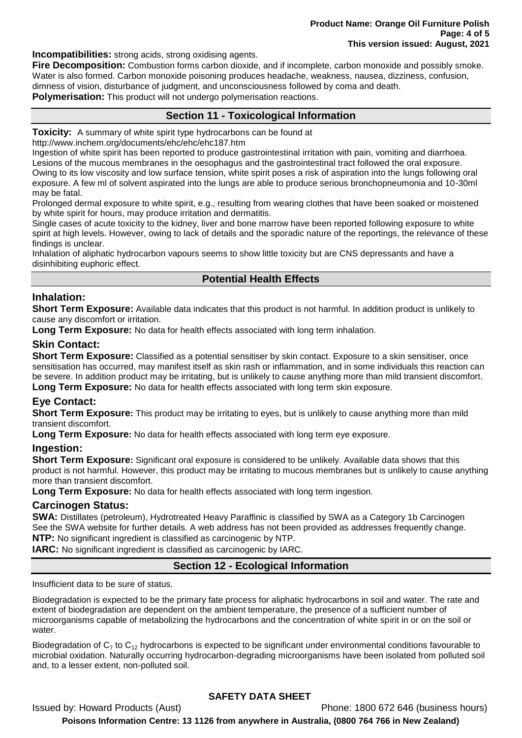**Incompatibilities:** strong acids, strong oxidising agents.

**Fire Decomposition:** Combustion forms carbon dioxide, and if incomplete, carbon monoxide and possibly smoke. Water is also formed. Carbon monoxide poisoning produces headache, weakness, nausea, dizziness, confusion, dimness of vision, disturbance of judgment, and unconsciousness followed by coma and death.

**Polymerisation:** This product will not undergo polymerisation reactions.

## Section 11 - Toxicological Information

**Toxicity:** A summary of white spirit type hydrocarbons can be found at http://www.inchem.org/documents/ehc/ehc/ehc187.htm

Ingestion of white spirit has been reported to produce gastrointestinal irritation with pain, vomiting and diarrhoea. Lesions of the mucous membranes in the oesophagus and the gastrointestinal tract followed the oral exposure. Owing to its low viscosity and low surface tension, white spirit poses a risk of aspiration into the lungs following oral exposure. A few ml of solvent aspirated into the lungs are able to produce serious bronchopneumonia and 10-30ml may be fatal.

Prolonged dermal exposure to white spirit, e.g., resulting from wearing clothes that have been soaked or moistened by white spirit for hours, may produce irritation and dermatitis.

Single cases of acute toxicity to the kidney, liver and bone marrow have been reported following exposure to white spirit at high levels. However, owing to lack of details and the sporadic nature of the reportings, the relevance of these findings is unclear.

Inhalation of aliphatic hydrocarbon vapours seems to show little toxicity but are CNS depressants and have a disinhibiting euphoric effect.

## Potential Health Effects

### Inhalation:

**Short Term Exposure:** Available data indicates that this product is not harmful. In addition product is unlikely to cause any discomfort or irritation.

**Long Term Exposure:** No data for health effects associated with long term inhalation.

### Skin Contact:

**Short Term Exposure:** Classified as a potential sensitiser by skin contact. Exposure to a skin sensitiser, once sensitisation has occurred, may manifest itself as skin rash or inflammation, and in some individuals this reaction can be severe. In addition product may be irritating, but is unlikely to cause anything more than mild transient discomfort.

**Long Term Exposure:** No data for health effects associated with long term skin exposure.

### Eye Contact:

**Short Term Exposure:** This product may be irritating to eyes, but is unlikely to cause anything more than mild transient discomfort.

**Long Term Exposure:** No data for health effects associated with long term eye exposure.

### Ingestion:

**Short Term Exposure:** Significant oral exposure is considered to be unlikely. Available data shows that this product is not harmful. However, this product may be irritating to mucous membranes but is unlikely to cause anything more than transient discomfort.

**Long Term Exposure:** No data for health effects associated with long term ingestion.

### Carcinogen Status:

**SWA:** Distillates (petroleum), Hydrotreated Heavy Paraffinic is classified by SWA as a Category 1b Carcinogen See the SWA website for further details. A web address has not been provided as addresses frequently change.

**NTP:** No significant ingredient is classified as carcinogenic by NTP.

**IARC:** No significant ingredient is classified as carcinogenic by IARC.

## Section 12 - Ecological Information

Insufficient data to be sure of status.

Biodegradation is expected to be the primary fate process for aliphatic hydrocarbons in soil and water. The rate and extent of biodegradation are dependent on the ambient temperature, the presence of a sufficient number of microorganisms capable of metabolizing the hydrocarbons and the concentration of white spirit in or on the soil or water.

Biodegradation of $C_7$ to $C_{12}$ hydrocarbons is expected to be significant under environmental conditions favourable to microbial oxidation. Naturally occurring hydrocarbon-degrading microorganisms have been isolated from polluted soil and, to a lesser extent, non-polluted soil.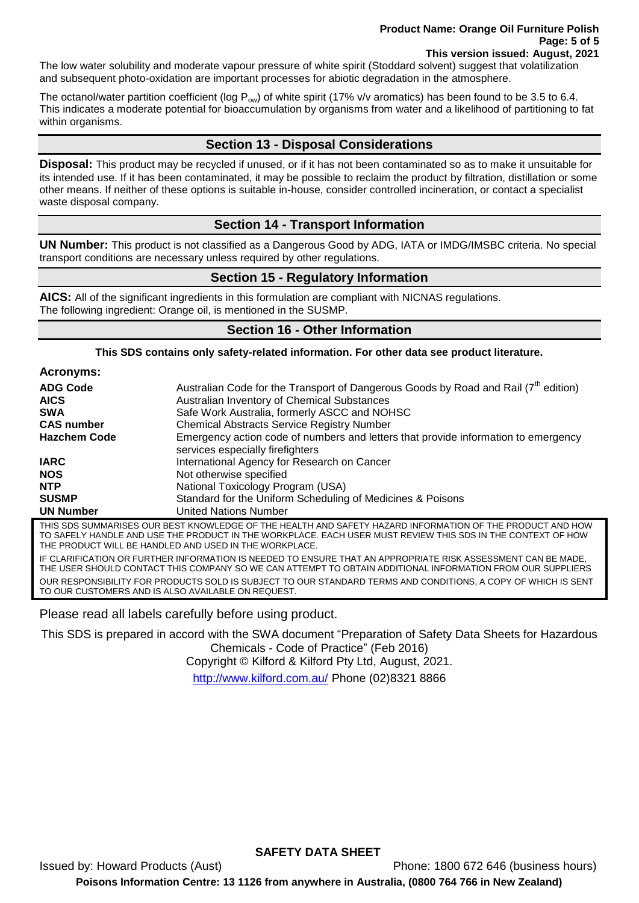The low water solubility and moderate vapour pressure of white spirit (Stoddard solvent) suggest that volatilization and subsequent photo-oxidation are important processes for abiotic degradation in the atmosphere.

The octanol/water partition coefficient (log $P_{ow}$) of white spirit (17% v/v aromatics) has been found to be 3.5 to 6.4. This indicates a moderate potential for bioaccumulation by organisms from water and a likelihood of partitioning to fat within organisms.

## Section 13 - Disposal Considerations

**Disposal:** This product may be recycled if unused, or if it has not been contaminated so as to make it unsuitable for its intended use. If it has been contaminated, it may be possible to reclaim the product by filtration, distillation or some other means. If neither of these options is suitable in-house, consider controlled incineration, or contact a specialist waste disposal company.

## Section 14 - Transport Information

**UN Number:** This product is not classified as a Dangerous Good by ADG, IATA or IMDG/IMSBC criteria. No special transport conditions are necessary unless required by other regulations.

## Section 15 - Regulatory Information

**AICS:** All of the significant ingredients in this formulation are compliant with NICNAS regulations.
The following ingredient: Orange oil, is mentioned in the SUSMP.

## Section 16 - Other Information

**This SDS contains only safety-related information. For other data see product literature.**

**Acronyms:**

| | |
|---|---|
| **ADG Code** | Australian Code for the Transport of Dangerous Goods by Road and Rail (7th edition) |
| **AICS** | Australian Inventory of Chemical Substances |
| **SWA** | Safe Work Australia, formerly ASCC and NOHSC |
| **CAS number** | Chemical Abstracts Service Registry Number |
| **Hazchem Code** | Emergency action code of numbers and letters that provide information to emergency services especially firefighters |
| **IARC** | International Agency for Research on Cancer |
| **NOS** | Not otherwise specified |
| **NTP** | National Toxicology Program (USA) |
| **SUSMP** | Standard for the Uniform Scheduling of Medicines & Poisons |
| **UN Number** | United Nations Number |

THIS SDS SUMMARISES OUR BEST KNOWLEDGE OF THE HEALTH AND SAFETY HAZARD INFORMATION OF THE PRODUCT AND HOW TO SAFELY HANDLE AND USE THE PRODUCT IN THE WORKPLACE. EACH USER MUST REVIEW THIS SDS IN THE CONTEXT OF HOW THE PRODUCT WILL BE HANDLED AND USED IN THE WORKPLACE.

IF CLARIFICATION OR FURTHER INFORMATION IS NEEDED TO ENSURE THAT AN APPROPRIATE RISK ASSESSMENT CAN BE MADE, THE USER SHOULD CONTACT THIS COMPANY SO WE CAN ATTEMPT TO OBTAIN ADDITIONAL INFORMATION FROM OUR SUPPLIERS

OUR RESPONSIBILITY FOR PRODUCTS SOLD IS SUBJECT TO OUR STANDARD TERMS AND CONDITIONS, A COPY OF WHICH IS SENT TO OUR CUSTOMERS AND IS ALSO AVAILABLE ON REQUEST.

Please read all labels carefully before using product.

This SDS is prepared in accord with the SWA document "Preparation of Safety Data Sheets for Hazardous Chemicals - Code of Practice" (Feb 2016)

Copyright © Kilford & Kilford Pty Ltd, August, 2021.

http://www.kilford.com.au/ Phone (02)8321 8866